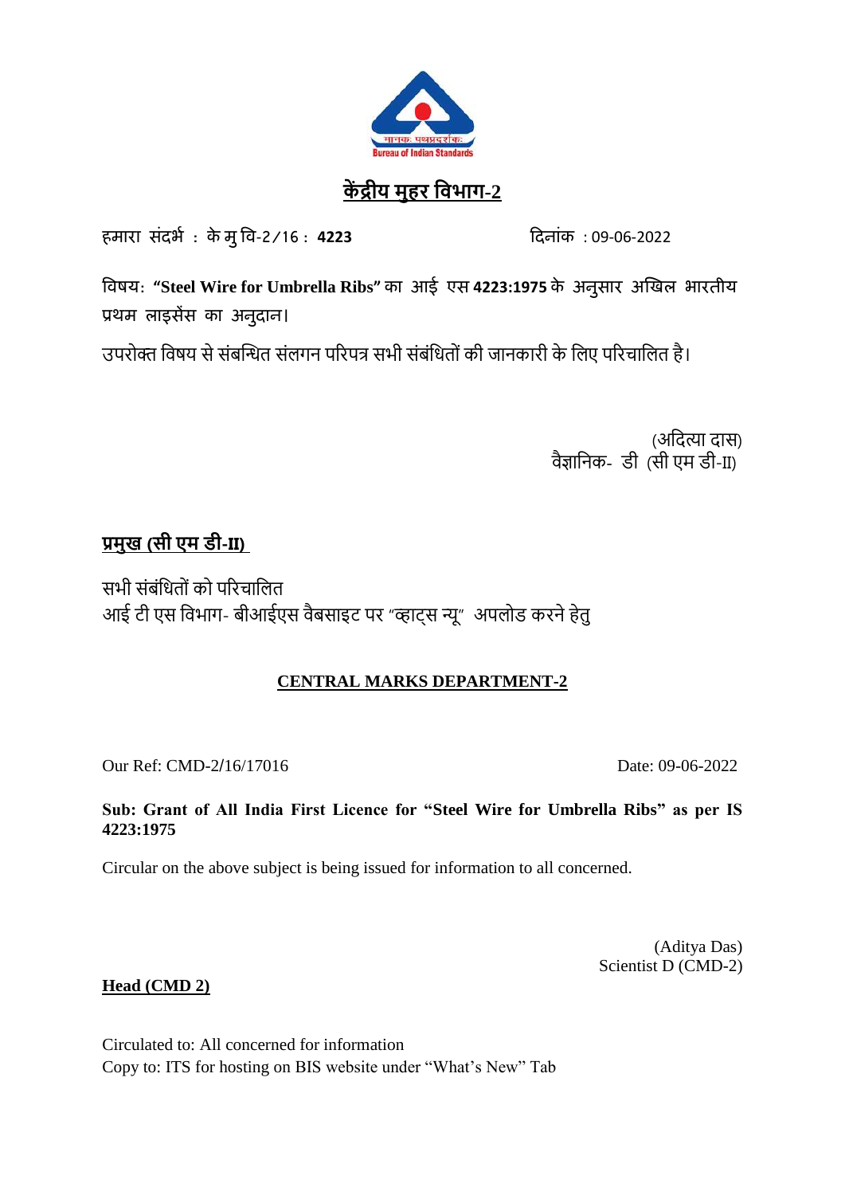## केंद्रीय मुहर विभाग-2

हमारा संदर्भ : के मु वि-2/16 : **4223** दिनांक : 09-06-2022

विषय: **"Steel Wire for Umbrella Ribs"** का आई एस **4223:1975** के अनुसार अखिल भारतीय प्रथम लाइसेंस का अनुदान।

उपरोक्त विषय से संबन्धित संलगन परिपत्र सभी संबंधितों की जानकारी के लिए परिचालित है।

(अदित्या दास)
वैज्ञानिक- डी (सी एम डी-II)

**प्रमुख (सी एम डी-II)**

सभी संबंधितों को परिचालित
आई टी एस विभाग- बीआईएस वैबसाइट पर "व्हाट्स न्यू" अपलोड करने हेतु

## CENTRAL MARKS DEPARTMENT-2

Our Ref: CMD-2/16/17016 Date: 09-06-2022

**Sub: Grant of All India First Licence for "Steel Wire for Umbrella Ribs" as per IS 4223:1975**

Circular on the above subject is being issued for information to all concerned.

(Aditya Das)
Scientist D (CMD-2)

**Head (CMD 2)**

Circulated to: All concerned for information
Copy to: ITS for hosting on BIS website under "What's New" Tab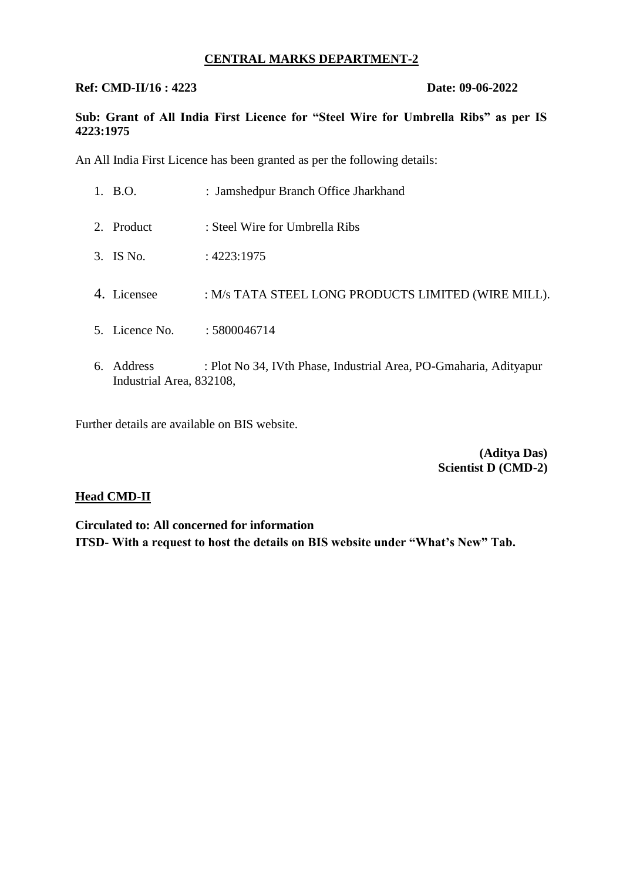**CENTRAL MARKS DEPARTMENT-2**

**Ref: CMD-II/16 : 4223** **Date: 09-06-2022**

**Sub: Grant of All India First Licence for "Steel Wire for Umbrella Ribs" as per IS 4223:1975**

An All India First Licence has been granted as per the following details:

1. B.O. : Jamshedpur Branch Office Jharkhand
2. Product : Steel Wire for Umbrella Ribs
3. IS No. : 4223:1975
4. Licensee : M/s TATA STEEL LONG PRODUCTS LIMITED (WIRE MILL).
5. Licence No. : 5800046714
6. Address : Plot No 34, IVth Phase, Industrial Area, PO-Gmaharia, Adityapur Industrial Area, 832108,

Further details are available on BIS website.

**(Aditya Das)**
**Scientist D (CMD-2)**

**Head CMD-II**

**Circulated to: All concerned for information**
**ITSD- With a request to host the details on BIS website under "What's New" Tab.**